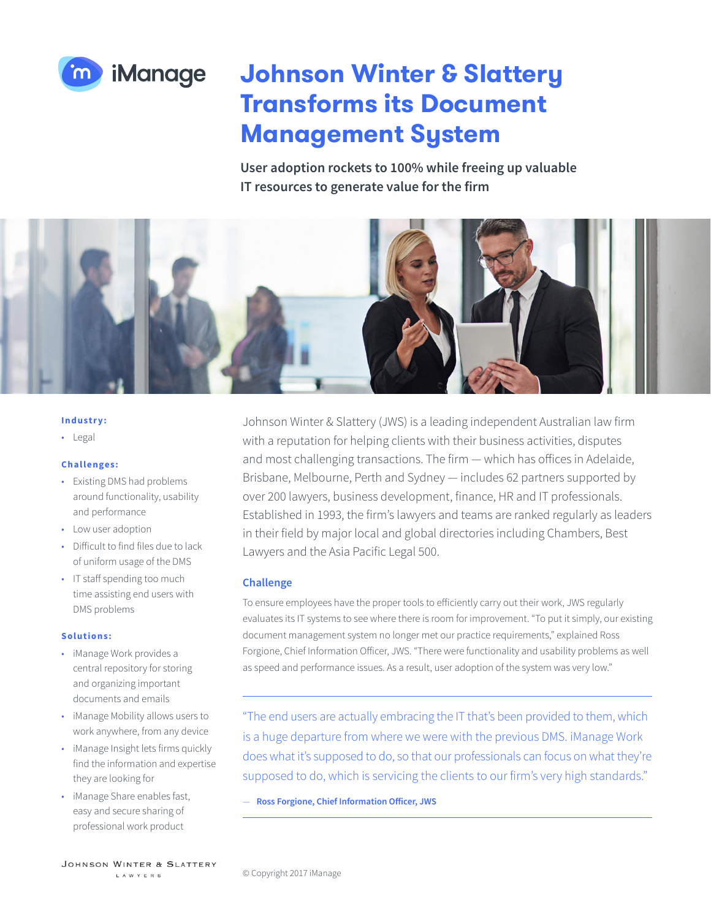iManage

# Johnson Winter & Slattery Transforms its Document Management System

**User adoption rockets to 100% while freeing up valuable IT resources to generate value for the firm**

**Industry:**

- Legal

**Challenges:**

- Existing DMS had problems around functionality, usability and performance
- Low user adoption
- Difficult to find files due to lack of uniform usage of the DMS
- IT staff spending too much time assisting end users with DMS problems

**Solutions:**

- iManage Work provides a central repository for storing and organizing important documents and emails
- iManage Mobility allows users to work anywhere, from any device
- iManage Insight lets firms quickly find the information and expertise they are looking for
- iManage Share enables fast, easy and secure sharing of professional work product

Johnson Winter & Slattery (JWS) is a leading independent Australian law firm with a reputation for helping clients with their business activities, disputes and most challenging transactions. The firm — which has offices in Adelaide, Brisbane, Melbourne, Perth and Sydney — includes 62 partners supported by over 200 lawyers, business development, finance, HR and IT professionals. Established in 1993, the firm's lawyers and teams are ranked regularly as leaders in their field by major local and global directories including Chambers, Best Lawyers and the Asia Pacific Legal 500.

## Challenge

To ensure employees have the proper tools to efficiently carry out their work, JWS regularly evaluates its IT systems to see where there is room for improvement. "To put it simply, our existing document management system no longer met our practice requirements," explained Ross Forgione, Chief Information Officer, JWS. "There were functionality and usability problems as well as speed and performance issues. As a result, user adoption of the system was very low."

> "The end users are actually embracing the IT that's been provided to them, which is a huge departure from where we were with the previous DMS. iManage Work does what it's supposed to do, so that our professionals can focus on what they're supposed to do, which is servicing the clients to our firm's very high standards."
>
> — **Ross Forgione, Chief Information Officer, JWS**

Johnson Winter & Slattery Lawyers

© Copyright 2017 iManage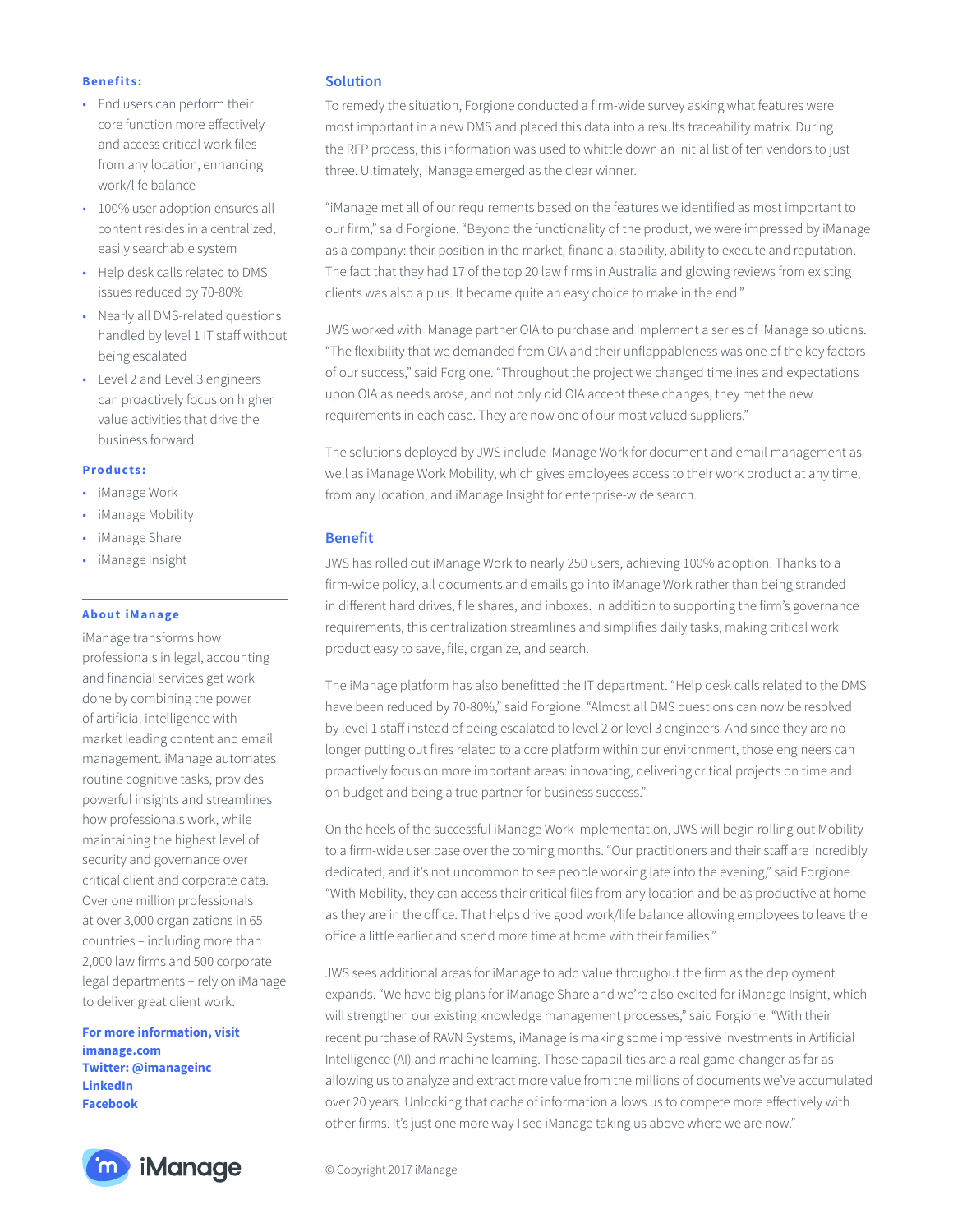**Benefits:**

- End users can perform their core function more effectively and access critical work files from any location, enhancing work/life balance
- 100% user adoption ensures all content resides in a centralized, easily searchable system
- Help desk calls related to DMS issues reduced by 70-80%
- Nearly all DMS-related questions handled by level 1 IT staff without being escalated
- Level 2 and Level 3 engineers can proactively focus on higher value activities that drive the business forward

**Products:**

- iManage Work
- iManage Mobility
- iManage Share
- iManage Insight

**About iManage**

iManage transforms how professionals in legal, accounting and financial services get work done by combining the power of artificial intelligence with market leading content and email management. iManage automates routine cognitive tasks, provides powerful insights and streamlines how professionals work, while maintaining the highest level of security and governance over critical client and corporate data. Over one million professionals at over 3,000 organizations in 65 countries – including more than 2,000 law firms and 500 corporate legal departments – rely on iManage to deliver great client work.

**For more information, visit imanage.com**
**Twitter: @imanageinc**
**LinkedIn**
**Facebook**

## Solution

To remedy the situation, Forgione conducted a firm-wide survey asking what features were most important in a new DMS and placed this data into a results traceability matrix. During the RFP process, this information was used to whittle down an initial list of ten vendors to just three. Ultimately, iManage emerged as the clear winner.

"iManage met all of our requirements based on the features we identified as most important to our firm," said Forgione. "Beyond the functionality of the product, we were impressed by iManage as a company: their position in the market, financial stability, ability to execute and reputation. The fact that they had 17 of the top 20 law firms in Australia and glowing reviews from existing clients was also a plus. It became quite an easy choice to make in the end."

JWS worked with iManage partner OIA to purchase and implement a series of iManage solutions. "The flexibility that we demanded from OIA and their unflappableness was one of the key factors of our success," said Forgione. "Throughout the project we changed timelines and expectations upon OIA as needs arose, and not only did OIA accept these changes, they met the new requirements in each case. They are now one of our most valued suppliers."

The solutions deployed by JWS include iManage Work for document and email management as well as iManage Work Mobility, which gives employees access to their work product at any time, from any location, and iManage Insight for enterprise-wide search.

## Benefit

JWS has rolled out iManage Work to nearly 250 users, achieving 100% adoption. Thanks to a firm-wide policy, all documents and emails go into iManage Work rather than being stranded in different hard drives, file shares, and inboxes. In addition to supporting the firm's governance requirements, this centralization streamlines and simplifies daily tasks, making critical work product easy to save, file, organize, and search.

The iManage platform has also benefitted the IT department. "Help desk calls related to the DMS have been reduced by 70-80%," said Forgione. "Almost all DMS questions can now be resolved by level 1 staff instead of being escalated to level 2 or level 3 engineers. And since they are no longer putting out fires related to a core platform within our environment, those engineers can proactively focus on more important areas: innovating, delivering critical projects on time and on budget and being a true partner for business success."

On the heels of the successful iManage Work implementation, JWS will begin rolling out Mobility to a firm-wide user base over the coming months. "Our practitioners and their staff are incredibly dedicated, and it's not uncommon to see people working late into the evening," said Forgione. "With Mobility, they can access their critical files from any location and be as productive at home as they are in the office. That helps drive good work/life balance allowing employees to leave the office a little earlier and spend more time at home with their families."

JWS sees additional areas for iManage to add value throughout the firm as the deployment expands. "We have big plans for iManage Share and we're also excited for iManage Insight, which will strengthen our existing knowledge management processes," said Forgione. "With their recent purchase of RAVN Systems, iManage is making some impressive investments in Artificial Intelligence (AI) and machine learning. Those capabilities are a real game-changer as far as allowing us to analyze and extract more value from the millions of documents we've accumulated over 20 years. Unlocking that cache of information allows us to compete more effectively with other firms. It's just one more way I see iManage taking us above where we are now."

iManage

© Copyright 2017 iManage